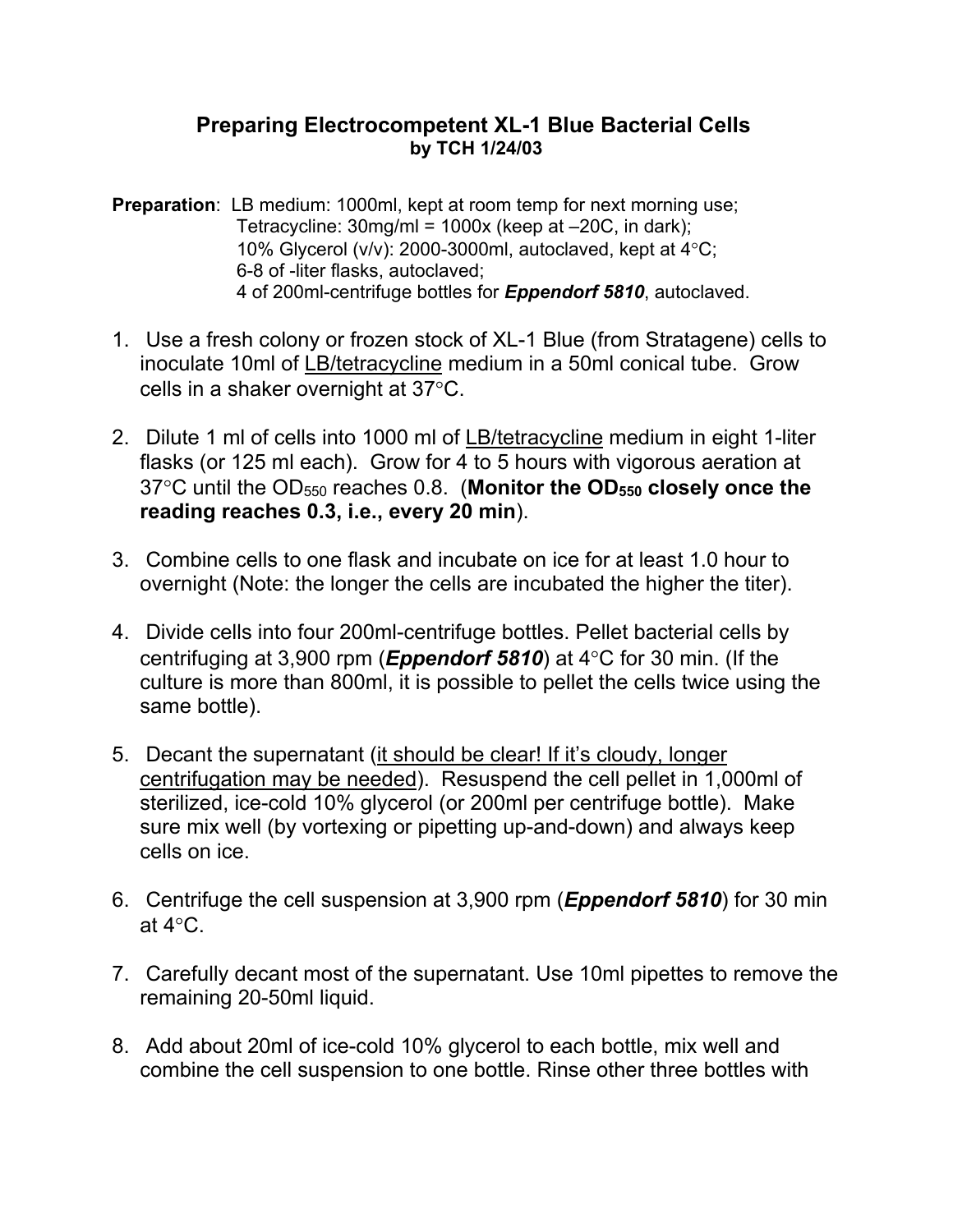# Preparing Electrocompetent XL-1 Blue Bacterial Cells

**by TCH 1/24/03**

**Preparation**: LB medium: 1000ml, kept at room temp for next morning use;
Tetracycline: 30mg/ml = 1000x (keep at –20C, in dark);
10% Glycerol (v/v): 2000-3000ml, autoclaved, kept at 4°C;
6-8 of -liter flasks, autoclaved;
4 of 200ml-centrifuge bottles for ***Eppendorf 5810***, autoclaved.

1. Use a fresh colony or frozen stock of XL-1 Blue (from Stratagene) cells to inoculate 10ml of <u>LB/tetracycline</u> medium in a 50ml conical tube. Grow cells in a shaker overnight at 37°C.

2. Dilute 1 ml of cells into 1000 ml of <u>LB/tetracycline</u> medium in eight 1-liter flasks (or 125 ml each). Grow for 4 to 5 hours with vigorous aeration at 37°C until the $OD_{550}$ reaches 0.8. (**Monitor the $OD_{550}$ closely once the reading reaches 0.3, i.e., every 20 min**).

3. Combine cells to one flask and incubate on ice for at least 1.0 hour to overnight (Note: the longer the cells are incubated the higher the titer).

4. Divide cells into four 200ml-centrifuge bottles. Pellet bacterial cells by centrifuging at 3,900 rpm (***Eppendorf 5810***) at 4°C for 30 min. (If the culture is more than 800ml, it is possible to pellet the cells twice using the same bottle).

5. Decant the supernatant (<u>it should be clear! If it's cloudy, longer centrifugation may be needed</u>). Resuspend the cell pellet in 1,000ml of sterilized, ice-cold 10% glycerol (or 200ml per centrifuge bottle). Make sure mix well (by vortexing or pipetting up-and-down) and always keep cells on ice.

6. Centrifuge the cell suspension at 3,900 rpm (***Eppendorf 5810***) for 30 min at 4°C.

7. Carefully decant most of the supernatant. Use 10ml pipettes to remove the remaining 20-50ml liquid.

8. Add about 20ml of ice-cold 10% glycerol to each bottle, mix well and combine the cell suspension to one bottle. Rinse other three bottles with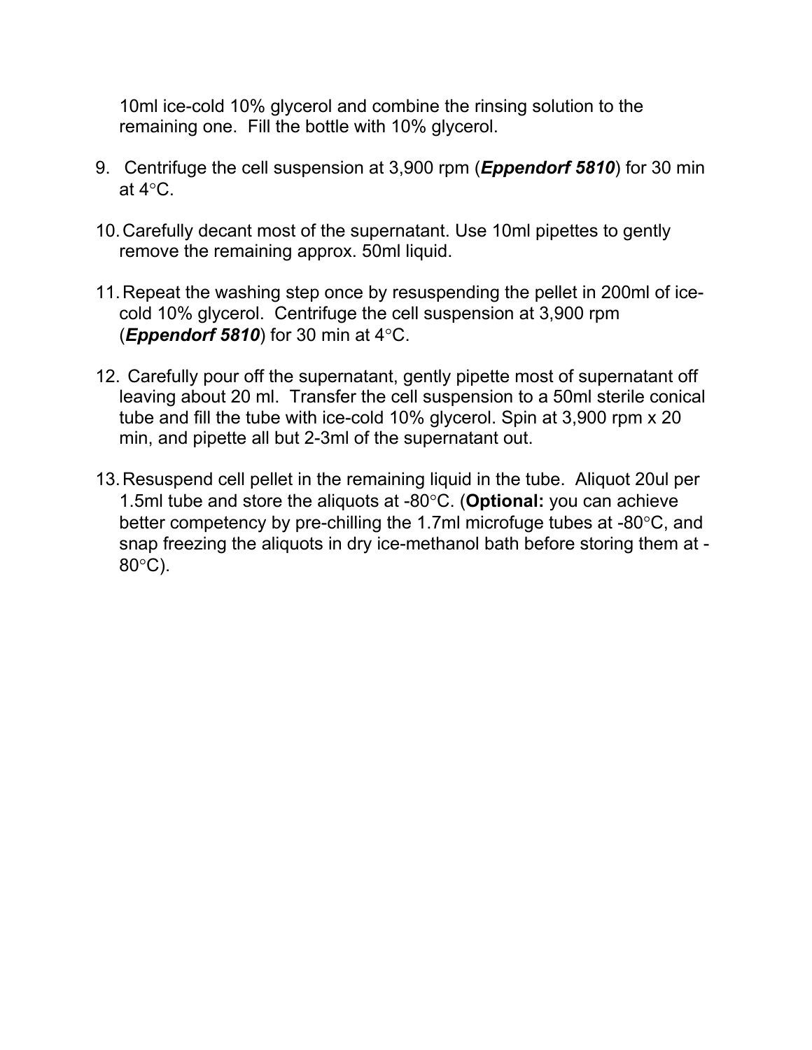10ml ice-cold 10% glycerol and combine the rinsing solution to the remaining one. Fill the bottle with 10% glycerol.

9. Centrifuge the cell suspension at 3,900 rpm (***Eppendorf 5810***) for 30 min at 4°C.

10. Carefully decant most of the supernatant. Use 10ml pipettes to gently remove the remaining approx. 50ml liquid.

11. Repeat the washing step once by resuspending the pellet in 200ml of ice-cold 10% glycerol. Centrifuge the cell suspension at 3,900 rpm (***Eppendorf 5810***) for 30 min at 4°C.

12. Carefully pour off the supernatant, gently pipette most of supernatant off leaving about 20 ml. Transfer the cell suspension to a 50ml sterile conical tube and fill the tube with ice-cold 10% glycerol. Spin at 3,900 rpm x 20 min, and pipette all but 2-3ml of the supernatant out.

13. Resuspend cell pellet in the remaining liquid in the tube. Aliquot 20ul per 1.5ml tube and store the aliquots at -80°C. (**Optional:** you can achieve better competency by pre-chilling the 1.7ml microfuge tubes at -80°C, and snap freezing the aliquots in dry ice-methanol bath before storing them at -80°C).